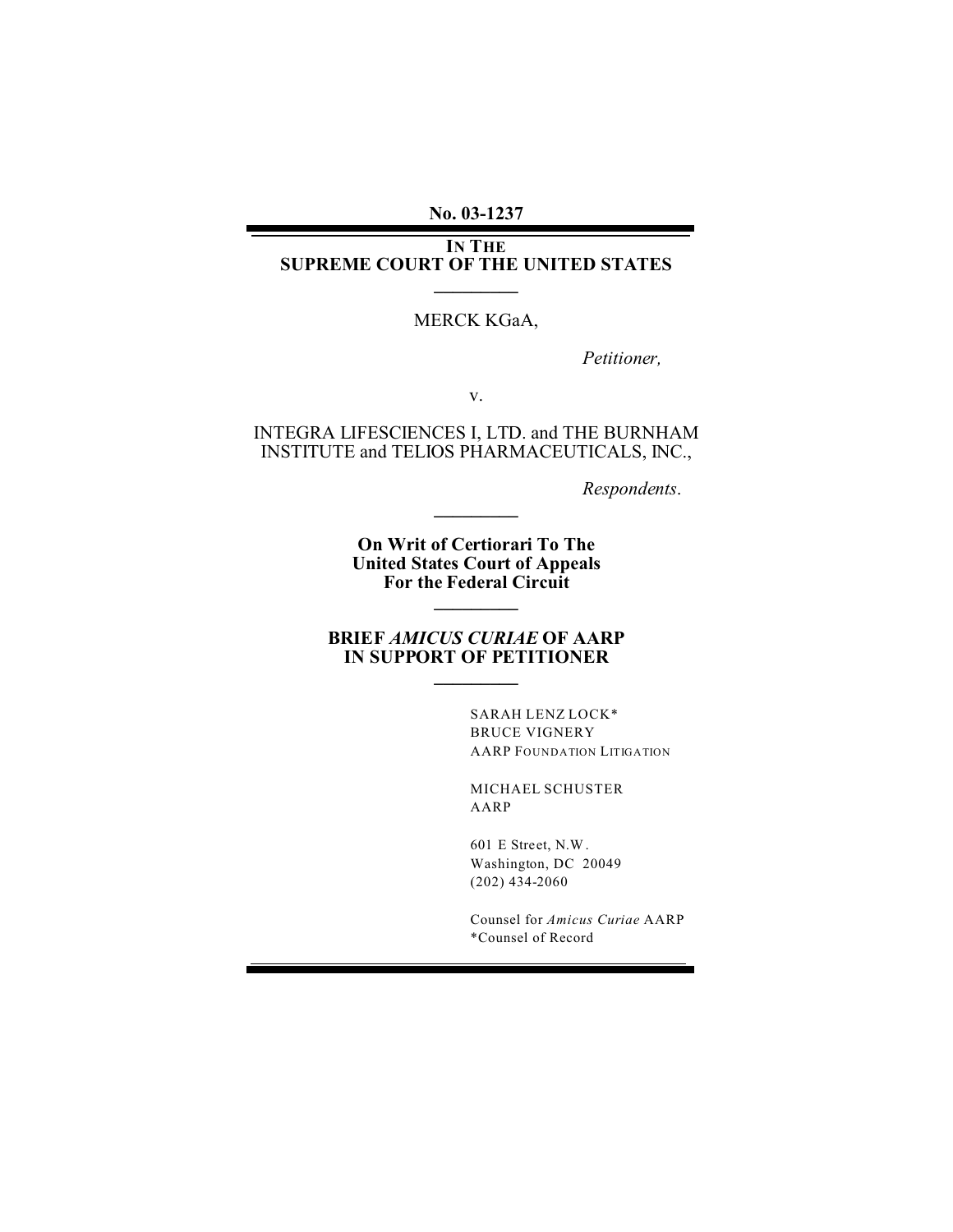**No. 03-1237**

---

# IN THE SUPREME COURT OF THE UNITED STATES

---

MERCK KGaA,

*Petitioner,*

v.

INTEGRA LIFESCIENCES I, LTD. and THE BURNHAM INSTITUTE and TELIOS PHARMACEUTICALS, INC.,

*Respondents.*

---

**On Writ of Certiorari To The United States Court of Appeals For the Federal Circuit**

---

## BRIEF *AMICUS CURIAE* OF AARP IN SUPPORT OF PETITIONER

---

SARAH LENZ LOCK*
BRUCE VIGNERY
AARP FOUNDATION LITIGATION

MICHAEL SCHUSTER
AARP

601 E Street, N.W.
Washington, DC 20049
(202) 434-2060

Counsel for *Amicus Curiae* AARP
*Counsel of Record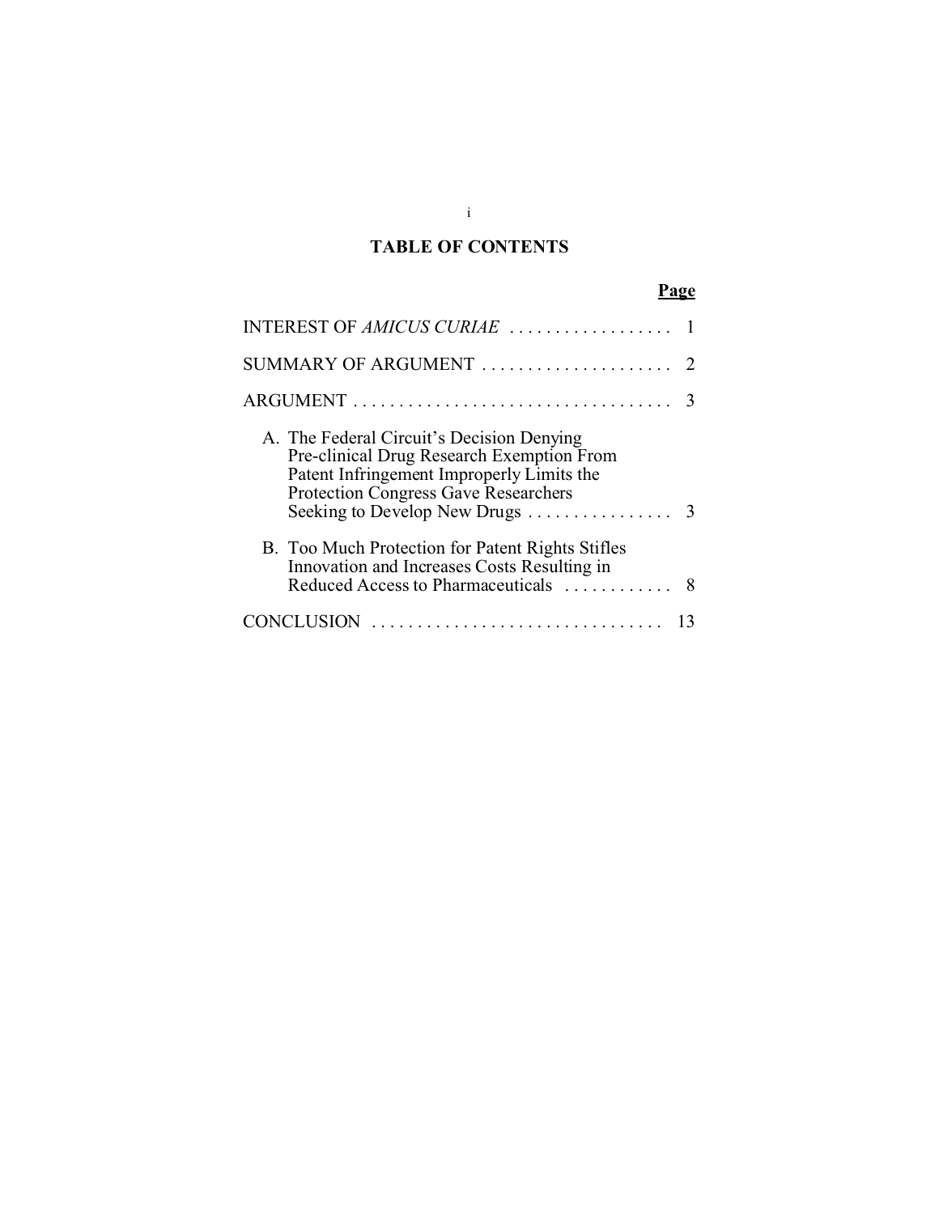## TABLE OF CONTENTS

| | Page |
|---|---|
| INTEREST OF *AMICUS CURIAE* | 1 |
| SUMMARY OF ARGUMENT | 2 |
| ARGUMENT | 3 |
| A. The Federal Circuit's Decision Denying Pre-clinical Drug Research Exemption From Patent Infringement Improperly Limits the Protection Congress Gave Researchers Seeking to Develop New Drugs | 3 |
| B. Too Much Protection for Patent Rights Stifles Innovation and Increases Costs Resulting in Reduced Access to Pharmaceuticals | 8 |
| CONCLUSION | 13 |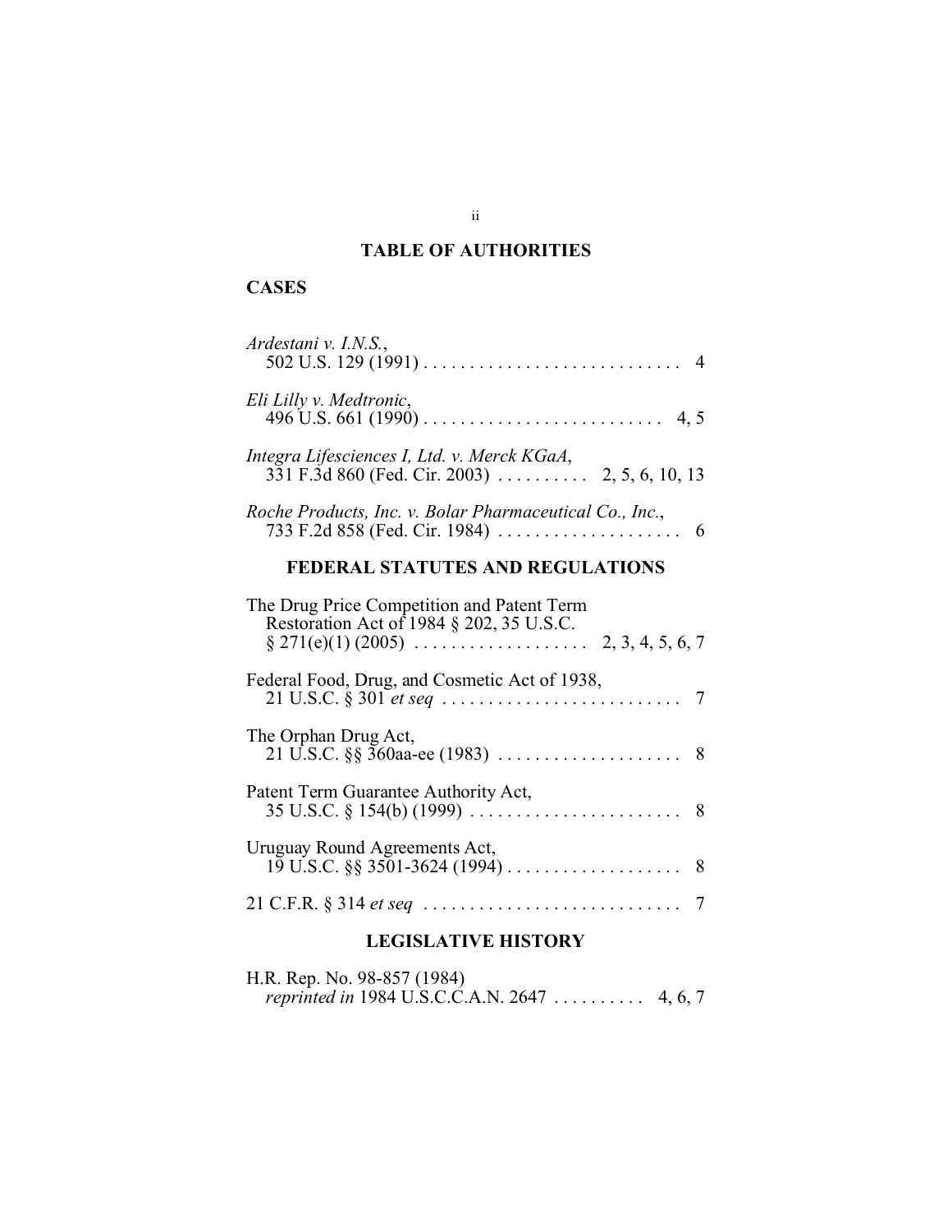## TABLE OF AUTHORITIES

### CASES

*Ardestani v. I.N.S.*,
502 U.S. 129 (1991) . . . . . . . . . . . . . . . . . . . . . . . . . . . . . 4

*Eli Lilly v. Medtronic*,
496 U.S. 661 (1990) . . . . . . . . . . . . . . . . . . . . . . . . . . 4, 5

*Integra Lifesciences I, Ltd. v. Merck KGaA*,
331 F.3d 860 (Fed. Cir. 2003) . . . . . . . . . . 2, 5, 6, 10, 13

*Roche Products, Inc. v. Bolar Pharmaceutical Co., Inc.*,
733 F.2d 858 (Fed. Cir. 1984) . . . . . . . . . . . . . . . . . . . . 6

### FEDERAL STATUTES AND REGULATIONS

The Drug Price Competition and Patent Term Restoration Act of 1984 § 202, 35 U.S.C. § 271(e)(1) (2005) . . . . . . . . . . . . . . . . . . . 2, 3, 4, 5, 6, 7

Federal Food, Drug, and Cosmetic Act of 1938,
21 U.S.C. § 301 *et seq* . . . . . . . . . . . . . . . . . . . . . . . . . . 7

The Orphan Drug Act,
21 U.S.C. §§ 360aa-ee (1983) . . . . . . . . . . . . . . . . . . . . 8

Patent Term Guarantee Authority Act,
35 U.S.C. § 154(b) (1999) . . . . . . . . . . . . . . . . . . . . . . . 8

Uruguay Round Agreements Act,
19 U.S.C. §§ 3501-3624 (1994) . . . . . . . . . . . . . . . . . . . 8

21 C.F.R. § 314 *et seq* . . . . . . . . . . . . . . . . . . . . . . . . . . . . 7

### LEGISLATIVE HISTORY

H.R. Rep. No. 98-857 (1984)
*reprinted in* 1984 U.S.C.C.A.N. 2647 . . . . . . . . . . 4, 6, 7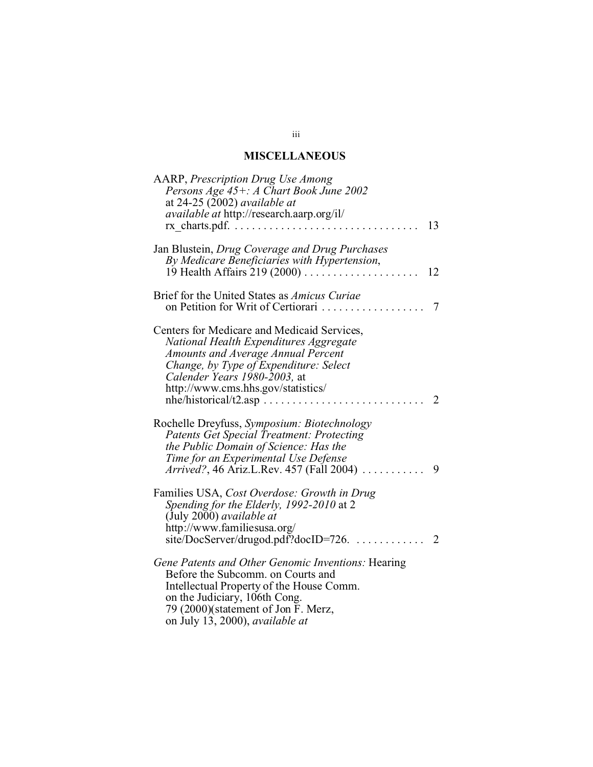## MISCELLANEOUS

AARP, *Prescription Drug Use Among Persons Age 45+: A Chart Book June 2002* at 24-25 (2002) *available at available at* http://research.aarp.org/il/rx_charts.pdf. . . . . . . . . . . . . . . . . . . . . . . . . . . . . . . . 13

Jan Blustein, *Drug Coverage and Drug Purchases By Medicare Beneficiaries with Hypertension*, 19 Health Affairs 219 (2000) . . . . . . . . . . . . . . . . . . . 12

Brief for the United States as *Amicus Curiae* on Petition for Writ of Certiorari . . . . . . . . . . . . . . . . . 7

Centers for Medicare and Medicaid Services, *National Health Expenditures Aggregate Amounts and Average Annual Percent Change, by Type of Expenditure: Select Calender Years 1980-2003,* at http://www.cms.hhs.gov/statistics/nhe/historical/t2.asp . . . . . . . . . . . . . . . . . . . . . . . . . . . 2

Rochelle Dreyfuss, *Symposium: Biotechnology Patents Get Special Treatment: Protecting the Public Domain of Science: Has the Time for an Experimental Use Defense Arrived?*, 46 Ariz.L.Rev. 457 (Fall 2004) . . . . . . . . . . . 9

Families USA, *Cost Overdose: Growth in Drug Spending for the Elderly, 1992-2010* at 2 (July 2000) *available at* http://www.familiesusa.org/site/DocServer/drugod.pdf?docID=726. . . . . . . . . . . . . 2

*Gene Patents and Other Genomic Inventions:* Hearing Before the Subcomm. on Courts and Intellectual Property of the House Comm. on the Judiciary, 106th Cong. 79 (2000)(statement of Jon F. Merz, on July 13, 2000), *available at*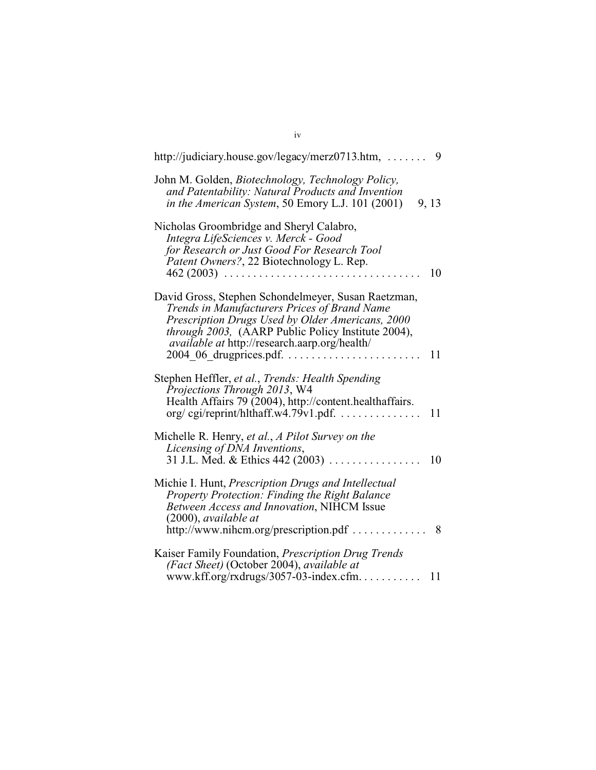http://judiciary.house.gov/legacy/merz0713.htm, . . . . . . . 9

John M. Golden, *Biotechnology, Technology Policy, and Patentability: Natural Products and Invention in the American System*, 50 Emory L.J. 101 (2001) 9, 13

Nicholas Groombridge and Sheryl Calabro, *Integra LifeSciences v. Merck - Good for Research or Just Good For Research Tool Patent Owners?*, 22 Biotechnology L. Rep. 462 (2003) . . . . . . . . . . . . . . . . . . . . . . . . . . . . . . . . . . 10

David Gross, Stephen Schondelmeyer, Susan Raetzman, *Trends in Manufacturers Prices of Brand Name Prescription Drugs Used by Older Americans, 2000 through 2003,* (AARP Public Policy Institute 2004), *available at* http://research.aarp.org/health/2004_06_drugprices.pdf. . . . . . . . . . . . . . . . . . . . . . . . 11

Stephen Heffler, *et al.*, *Trends: Health Spending Projections Through 2013*, W4 Health Affairs 79 (2004), http://content.healthaffairs.org/ cgi/reprint/hlthaff.w4.79v1.pdf. . . . . . . . . . . . . . . 11

Michelle R. Henry, *et al.*, *A Pilot Survey on the Licensing of DNA Inventions*, 31 J.L. Med. & Ethics 442 (2003) . . . . . . . . . . . . . . . . 10

Michie I. Hunt, *Prescription Drugs and Intellectual Property Protection: Finding the Right Balance Between Access and Innovation*, NIHCM Issue (2000), *available at* http://www.nihcm.org/prescription.pdf . . . . . . . . . . . . . 8

Kaiser Family Foundation, *Prescription Drug Trends (Fact Sheet)* (October 2004), *available at* www.kff.org/rxdrugs/3057-03-index.cfm. . . . . . . . . . . 11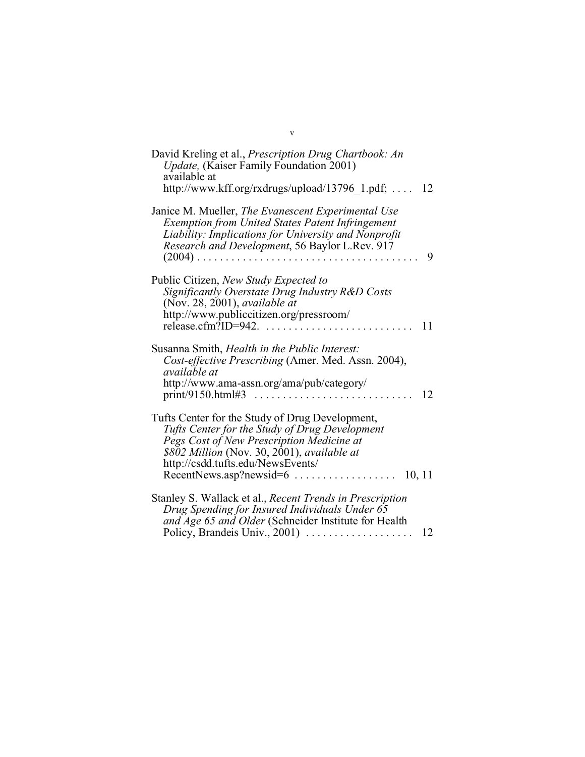David Kreling et al., *Prescription Drug Chartbook: An Update,* (Kaiser Family Foundation 2001) available at http://www.kff.org/rxdrugs/upload/13796_1.pdf; . . . . 12

Janice M. Mueller, *The Evanescent Experimental Use Exemption from United States Patent Infringement Liability: Implications for University and Nonprofit Research and Development*, 56 Baylor L.Rev. 917 (2004) . . . . . . . . . . . . . . . . . . . . . . . . . . . . . . . . . . . . . . 9

Public Citizen, *New Study Expected to Significantly Overstate Drug Industry R&D Costs* (Nov. 28, 2001), *available at* http://www.publiccitizen.org/pressroom/release.cfm?ID=942. . . . . . . . . . . . . . . . . . . . . . . . . . . 11

Susanna Smith, *Health in the Public Interest: Cost-effective Prescribing* (Amer. Med. Assn. 2004), *available at* http://www.ama-assn.org/ama/pub/category/print/9150.html#3 . . . . . . . . . . . . . . . . . . . . . . . . . . . . 12

Tufts Center for the Study of Drug Development, *Tufts Center for the Study of Drug Development Pegs Cost of New Prescription Medicine at $802 Million* (Nov. 30, 2001), *available at* http://csdd.tufts.edu/NewsEvents/RecentNews.asp?newsid=6 . . . . . . . . . . . . . . . . . . 10, 11

Stanley S. Wallack et al., *Recent Trends in Prescription Drug Spending for Insured Individuals Under 65 and Age 65 and Older* (Schneider Institute for Health Policy, Brandeis Univ., 2001) . . . . . . . . . . . . . . . . . . . 12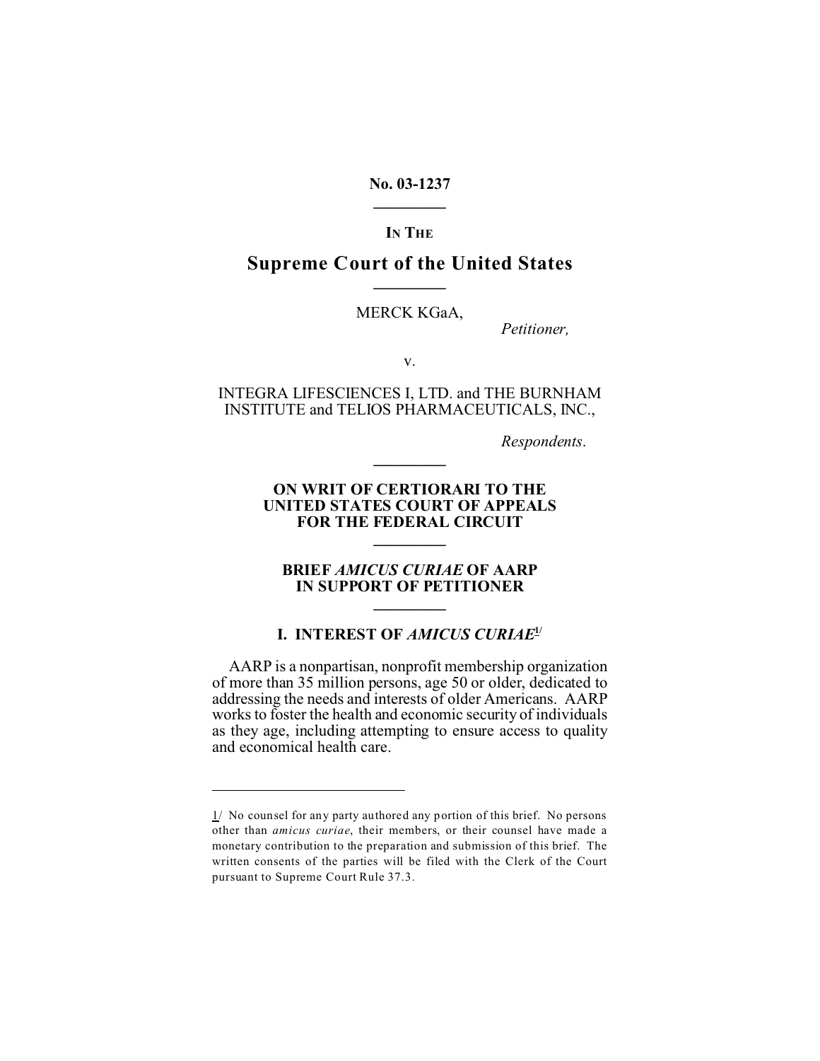No. 03-1237

---

IN THE

# Supreme Court of the United States

---

MERCK KGaA,

*Petitioner,*

v.

INTEGRA LIFESCIENCES I, LTD. and THE BURNHAM INSTITUTE and TELIOS PHARMACEUTICALS, INC.,

*Respondents.*

---

**ON WRIT OF CERTIORARI TO THE UNITED STATES COURT OF APPEALS FOR THE FEDERAL CIRCUIT**

---

**BRIEF *AMICUS CURIAE* OF AARP IN SUPPORT OF PETITIONER**

---

## I. INTEREST OF *AMICUS CURIAE*[1/]

AARP is a nonpartisan, nonprofit membership organization of more than 35 million persons, age 50 or older, dedicated to addressing the needs and interests of older Americans. AARP works to foster the health and economic security of individuals as they age, including attempting to ensure access to quality and economical health care.

---

1/ No counsel for any party authored any portion of this brief. No persons other than *amicus curiae*, their members, or their counsel have made a monetary contribution to the preparation and submission of this brief. The written consents of the parties will be filed with the Clerk of the Court pursuant to Supreme Court Rule 37.3.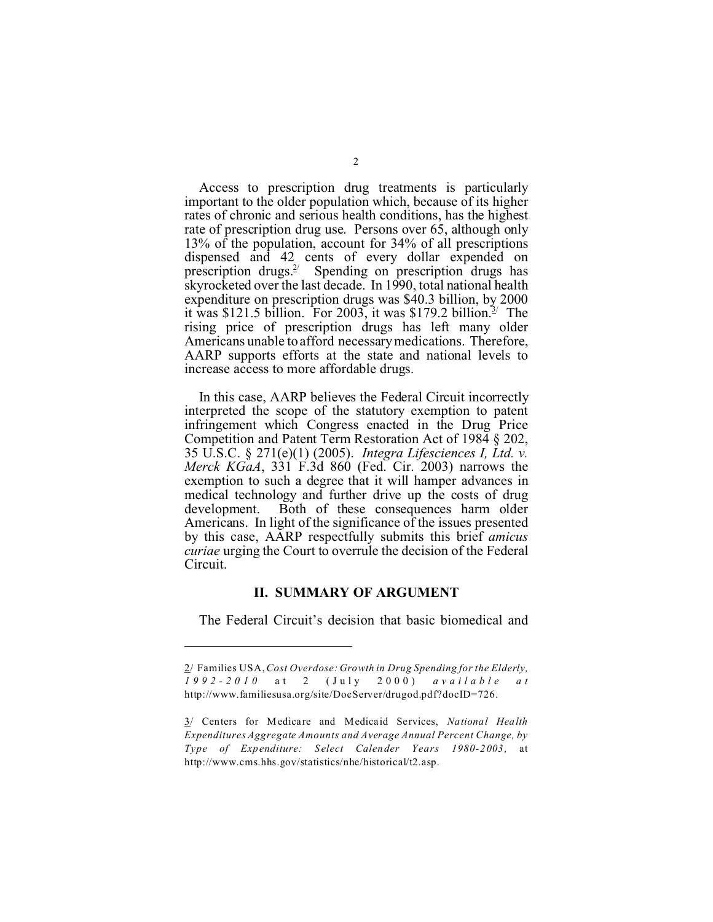Access to prescription drug treatments is particularly important to the older population which, because of its higher rates of chronic and serious health conditions, has the highest rate of prescription drug use. Persons over 65, although only 13% of the population, account for 34% of all prescriptions dispensed and 42 cents of every dollar expended on prescription drugs.[2/] Spending on prescription drugs has skyrocketed over the last decade. In 1990, total national health expenditure on prescription drugs was $40.3 billion, by 2000 it was $121.5 billion. For 2003, it was $179.2 billion.[3/] The rising price of prescription drugs has left many older Americans unable to afford necessary medications. Therefore, AARP supports efforts at the state and national levels to increase access to more affordable drugs.

In this case, AARP believes the Federal Circuit incorrectly interpreted the scope of the statutory exemption to patent infringement which Congress enacted in the Drug Price Competition and Patent Term Restoration Act of 1984 § 202, 35 U.S.C. § 271(e)(1) (2005). *Integra Lifesciences I, Ltd. v. Merck KGaA*, 331 F.3d 860 (Fed. Cir. 2003) narrows the exemption to such a degree that it will hamper advances in medical technology and further drive up the costs of drug development. Both of these consequences harm older Americans. In light of the significance of the issues presented by this case, AARP respectfully submits this brief *amicus curiae* urging the Court to overrule the decision of the Federal Circuit.

## II. SUMMARY OF ARGUMENT

The Federal Circuit's decision that basic biomedical and

---

2/ Families USA, *Cost Overdose: Growth in Drug Spending for the Elderly, 1992-2010* at 2 (July 2000) *available at* http://www.familiesusa.org/site/DocServer/drugod.pdf?docID=726.

3/ Centers for Medicare and Medicaid Services, *National Health Expenditures Aggregate Amounts and Average Annual Percent Change, by Type of Expenditure: Select Calender Years 1980-2003*, at http://www.cms.hhs.gov/statistics/nhe/historical/t2.asp.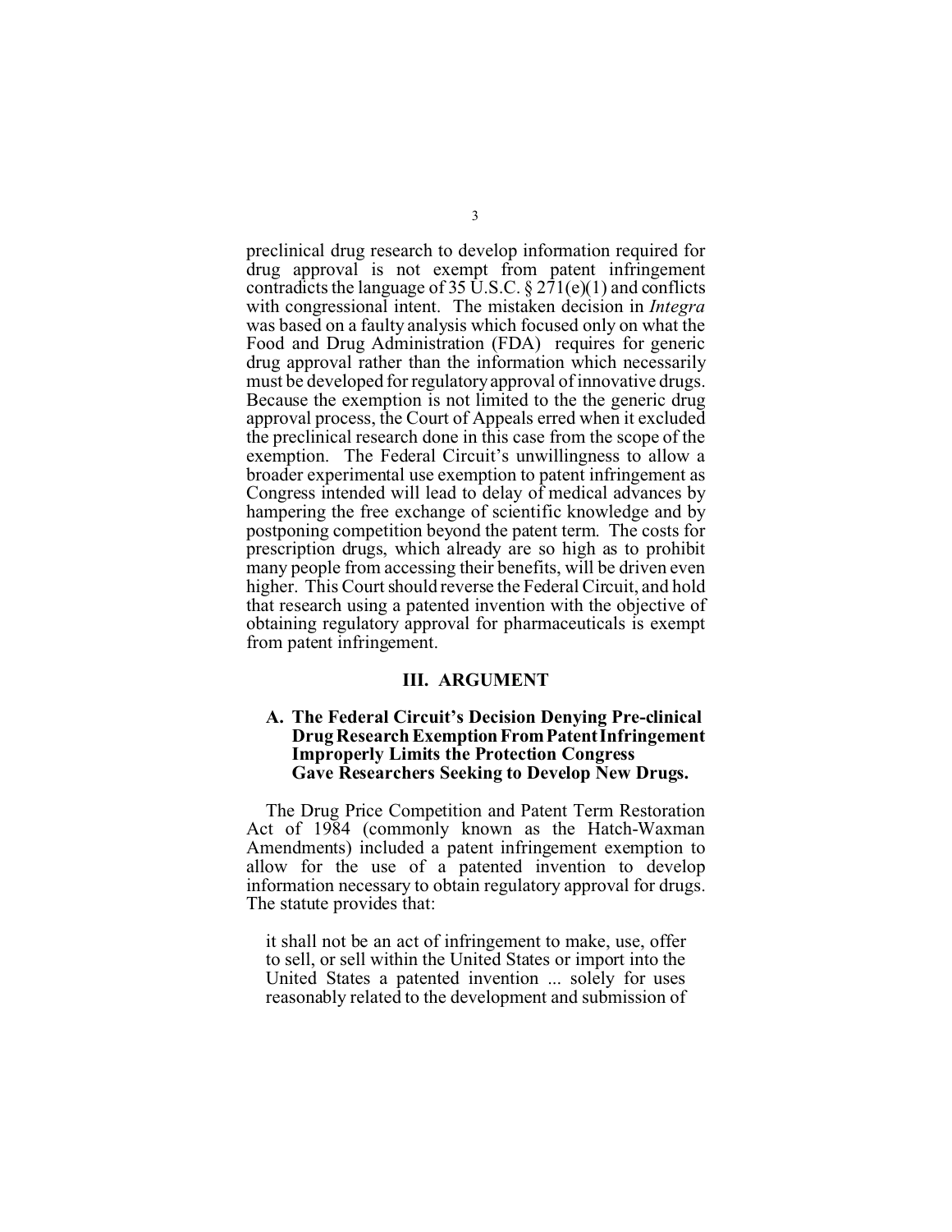preclinical drug research to develop information required for drug approval is not exempt from patent infringement contradicts the language of 35 U.S.C. § 271(e)(1) and conflicts with congressional intent. The mistaken decision in *Integra* was based on a faulty analysis which focused only on what the Food and Drug Administration (FDA) requires for generic drug approval rather than the information which necessarily must be developed for regulatory approval of innovative drugs. Because the exemption is not limited to the the generic drug approval process, the Court of Appeals erred when it excluded the preclinical research done in this case from the scope of the exemption. The Federal Circuit's unwillingness to allow a broader experimental use exemption to patent infringement as Congress intended will lead to delay of medical advances by hampering the free exchange of scientific knowledge and by postponing competition beyond the patent term. The costs for prescription drugs, which already are so high as to prohibit many people from accessing their benefits, will be driven even higher. This Court should reverse the Federal Circuit, and hold that research using a patented invention with the objective of obtaining regulatory approval for pharmaceuticals is exempt from patent infringement.

## III. ARGUMENT

### A. The Federal Circuit's Decision Denying Pre-clinical Drug Research Exemption From Patent Infringement Improperly Limits the Protection Congress Gave Researchers Seeking to Develop New Drugs.

The Drug Price Competition and Patent Term Restoration Act of 1984 (commonly known as the Hatch-Waxman Amendments) included a patent infringement exemption to allow for the use of a patented invention to develop information necessary to obtain regulatory approval for drugs. The statute provides that:

> it shall not be an act of infringement to make, use, offer to sell, or sell within the United States or import into the United States a patented invention ... solely for uses reasonably related to the development and submission of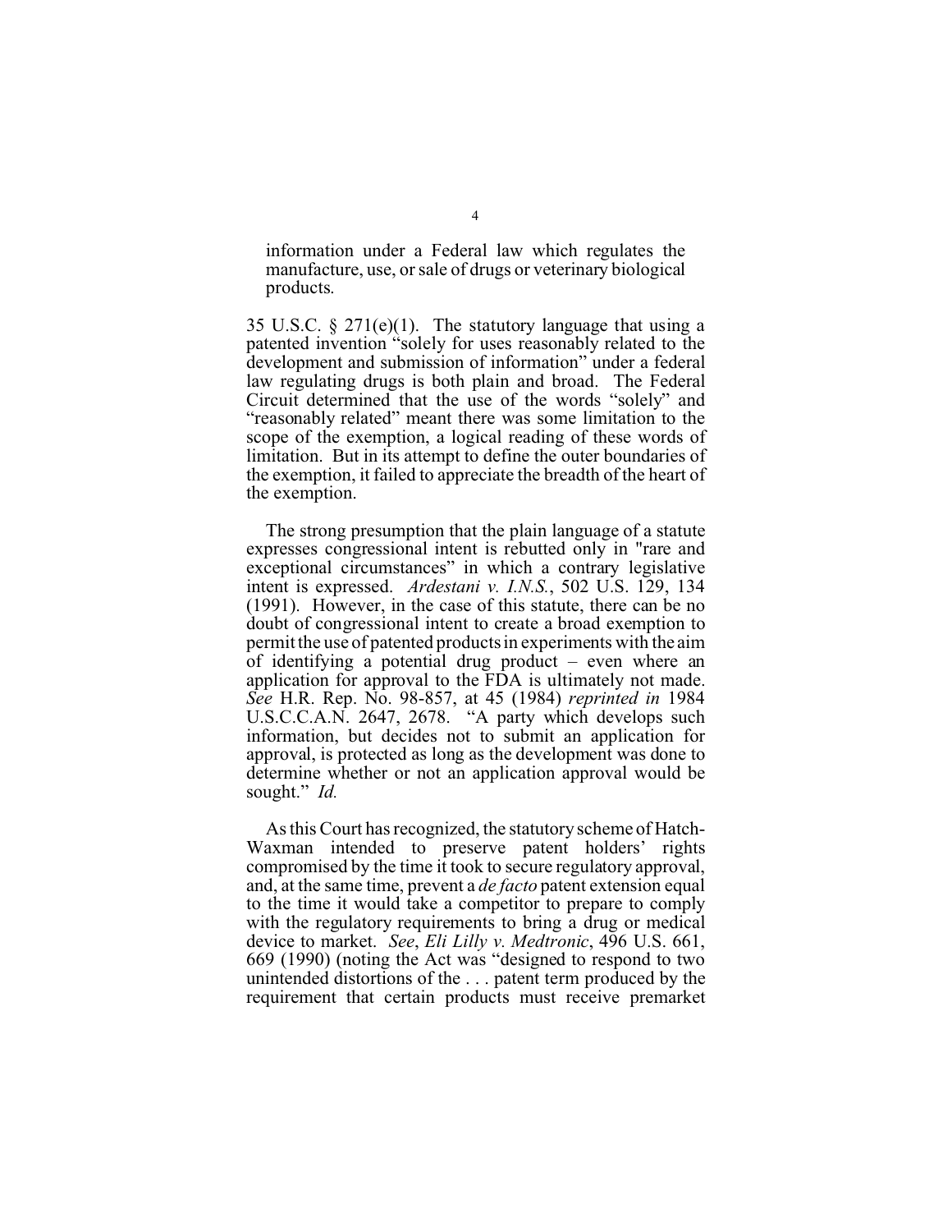> information under a Federal law which regulates the manufacture, use, or sale of drugs or veterinary biological products.

35 U.S.C. § 271(e)(1). The statutory language that using a patented invention "solely for uses reasonably related to the development and submission of information" under a federal law regulating drugs is both plain and broad. The Federal Circuit determined that the use of the words "solely" and "reasonably related" meant there was some limitation to the scope of the exemption, a logical reading of these words of limitation. But in its attempt to define the outer boundaries of the exemption, it failed to appreciate the breadth of the heart of the exemption.

The strong presumption that the plain language of a statute expresses congressional intent is rebutted only in "rare and exceptional circumstances" in which a contrary legislative intent is expressed. *Ardestani v. I.N.S.*, 502 U.S. 129, 134 (1991). However, in the case of this statute, there can be no doubt of congressional intent to create a broad exemption to permit the use of patented products in experiments with the aim of identifying a potential drug product – even where an application for approval to the FDA is ultimately not made. *See* H.R. Rep. No. 98-857, at 45 (1984) *reprinted in* 1984 U.S.C.C.A.N. 2647, 2678. "A party which develops such information, but decides not to submit an application for approval, is protected as long as the development was done to determine whether or not an application approval would be sought." *Id.*

As this Court has recognized, the statutory scheme of Hatch-Waxman intended to preserve patent holders' rights compromised by the time it took to secure regulatory approval, and, at the same time, prevent a *de facto* patent extension equal to the time it would take a competitor to prepare to comply with the regulatory requirements to bring a drug or medical device to market. *See*, *Eli Lilly v. Medtronic*, 496 U.S. 661, 669 (1990) (noting the Act was "designed to respond to two unintended distortions of the . . . patent term produced by the requirement that certain products must receive premarket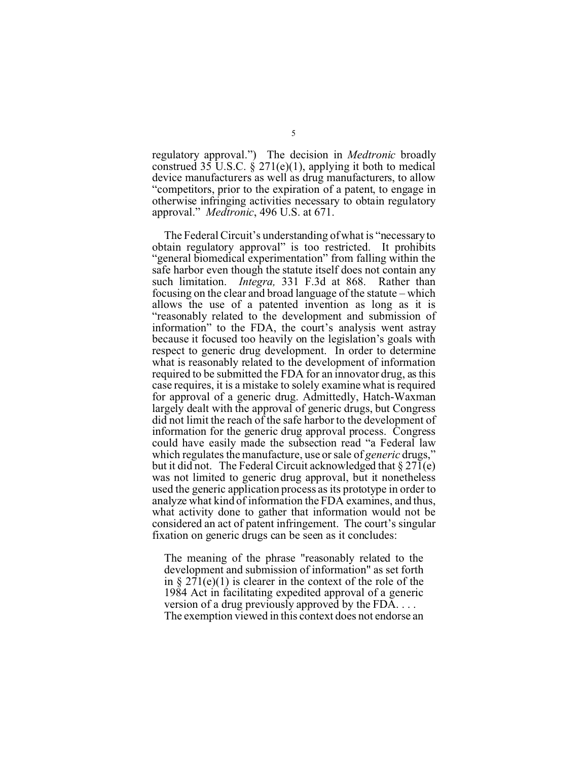regulatory approval.") The decision in *Medtronic* broadly construed 35 U.S.C. § 271(e)(1), applying it both to medical device manufacturers as well as drug manufacturers, to allow "competitors, prior to the expiration of a patent, to engage in otherwise infringing activities necessary to obtain regulatory approval." *Medtronic*, 496 U.S. at 671.

The Federal Circuit's understanding of what is "necessary to obtain regulatory approval" is too restricted. It prohibits "general biomedical experimentation" from falling within the safe harbor even though the statute itself does not contain any such limitation. *Integra,* 331 F.3d at 868. Rather than focusing on the clear and broad language of the statute – which allows the use of a patented invention as long as it is "reasonably related to the development and submission of information" to the FDA, the court's analysis went astray because it focused too heavily on the legislation's goals with respect to generic drug development. In order to determine what is reasonably related to the development of information required to be submitted the FDA for an innovator drug, as this case requires, it is a mistake to solely examine what is required for approval of a generic drug. Admittedly, Hatch-Waxman largely dealt with the approval of generic drugs, but Congress did not limit the reach of the safe harbor to the development of information for the generic drug approval process. Congress could have easily made the subsection read "a Federal law which regulates the manufacture, use or sale of *generic* drugs," but it did not. The Federal Circuit acknowledged that § 271(e) was not limited to generic drug approval, but it nonetheless used the generic application process as its prototype in order to analyze what kind of information the FDA examines, and thus, what activity done to gather that information would not be considered an act of patent infringement. The court's singular fixation on generic drugs can be seen as it concludes:

> The meaning of the phrase "reasonably related to the development and submission of information" as set forth in § 271(e)(1) is clearer in the context of the role of the 1984 Act in facilitating expedited approval of a generic version of a drug previously approved by the FDA. . . . The exemption viewed in this context does not endorse an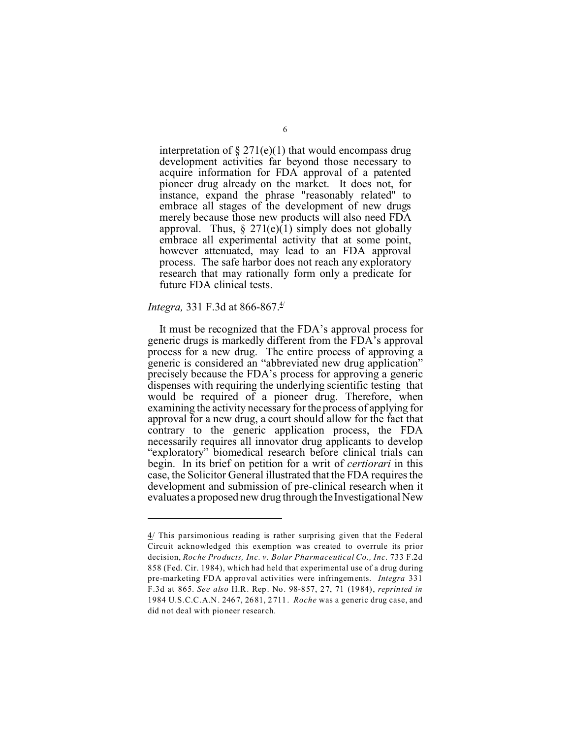> interpretation of § 271(e)(1) that would encompass drug development activities far beyond those necessary to acquire information for FDA approval of a patented pioneer drug already on the market. It does not, for instance, expand the phrase "reasonably related" to embrace all stages of the development of new drugs merely because those new products will also need FDA approval. Thus, § 271(e)(1) simply does not globally embrace all experimental activity that at some point, however attenuated, may lead to an FDA approval process. The safe harbor does not reach any exploratory research that may rationally form only a predicate for future FDA clinical tests.

*Integra,* 331 F.3d at 866-867.[4]

It must be recognized that the FDA's approval process for generic drugs is markedly different from the FDA's approval process for a new drug. The entire process of approving a generic is considered an "abbreviated new drug application" precisely because the FDA's process for approving a generic dispenses with requiring the underlying scientific testing that would be required of a pioneer drug. Therefore, when examining the activity necessary for the process of applying for approval for a new drug, a court should allow for the fact that contrary to the generic application process, the FDA necessarily requires all innovator drug applicants to develop "exploratory" biomedical research before clinical trials can begin. In its brief on petition for a writ of *certiorari* in this case, the Solicitor General illustrated that the FDA requires the development and submission of pre-clinical research when it evaluates a proposed new drug through the Investigational New

---

4/ This parsimonious reading is rather surprising given that the Federal Circuit acknowledged this exemption was created to overrule its prior decision, *Roche Products, Inc. v. Bolar Pharmaceutical Co., Inc.* 733 F.2d 858 (Fed. Cir. 1984), which had held that experimental use of a drug during pre-marketing FDA approval activities were infringements. *Integra* 331 F.3d at 865. *See also* H.R. Rep. No. 98-857, 27, 71 (1984), *reprinted in* 1984 U.S.C.C.A.N. 2467, 2681, 2711. *Roche* was a generic drug case, and did not deal with pioneer research.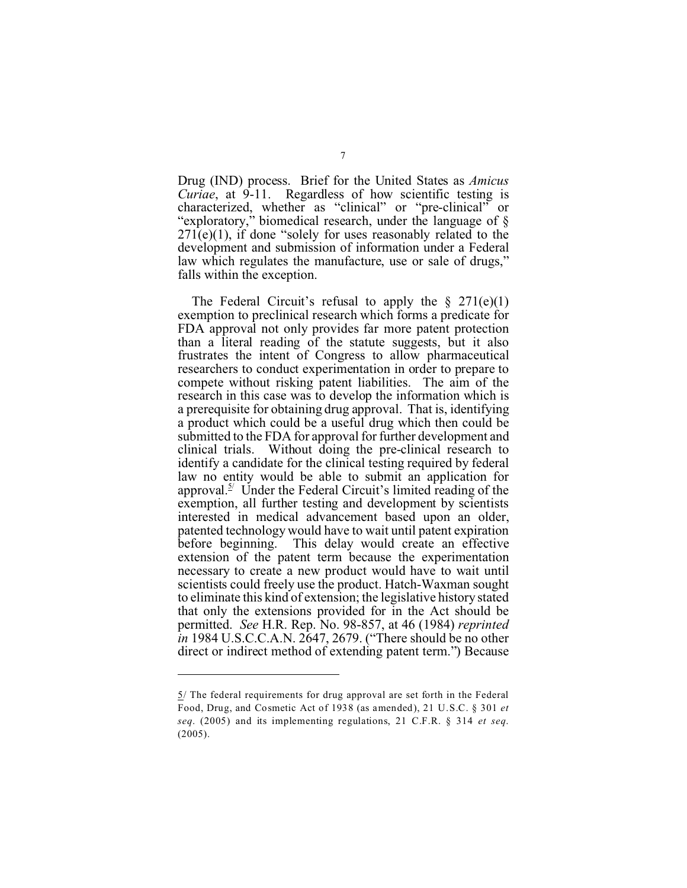Drug (IND) process. Brief for the United States as *Amicus Curiae*, at 9-11. Regardless of how scientific testing is characterized, whether as "clinical" or "pre-clinical" or "exploratory," biomedical research, under the language of § 271(e)(1), if done "solely for uses reasonably related to the development and submission of information under a Federal law which regulates the manufacture, use or sale of drugs," falls within the exception.

The Federal Circuit's refusal to apply the § 271(e)(1) exemption to preclinical research which forms a predicate for FDA approval not only provides far more patent protection than a literal reading of the statute suggests, but it also frustrates the intent of Congress to allow pharmaceutical researchers to conduct experimentation in order to prepare to compete without risking patent liabilities. The aim of the research in this case was to develop the information which is a prerequisite for obtaining drug approval. That is, identifying a product which could be a useful drug which then could be submitted to the FDA for approval for further development and clinical trials. Without doing the pre-clinical research to identify a candidate for the clinical testing required by federal law no entity would be able to submit an application for approval.[5] Under the Federal Circuit's limited reading of the exemption, all further testing and development by scientists interested in medical advancement based upon an older, patented technology would have to wait until patent expiration before beginning. This delay would create an effective extension of the patent term because the experimentation necessary to create a new product would have to wait until scientists could freely use the product. Hatch-Waxman sought to eliminate this kind of extension; the legislative history stated that only the extensions provided for in the Act should be permitted. *See* H.R. Rep. No. 98-857, at 46 (1984) *reprinted in* 1984 U.S.C.C.A.N. 2647, 2679. ("There should be no other direct or indirect method of extending patent term.") Because

---

5/ The federal requirements for drug approval are set forth in the Federal Food, Drug, and Cosmetic Act of 1938 (as amended), 21 U.S.C. § 301 *et seq.* (2005) and its implementing regulations, 21 C.F.R. § 314 *et seq.* (2005).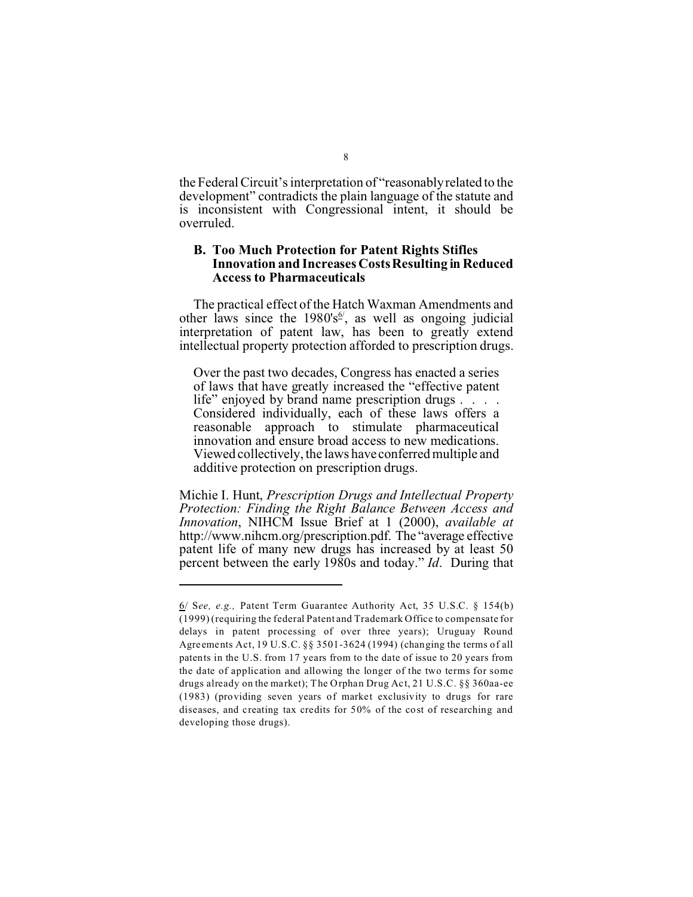the Federal Circuit's interpretation of "reasonably related to the development" contradicts the plain language of the statute and is inconsistent with Congressional intent, it should be overruled.

### B. Too Much Protection for Patent Rights Stifles Innovation and Increases Costs Resulting in Reduced Access to Pharmaceuticals

The practical effect of the Hatch Waxman Amendments and other laws since the 1980's[6], as well as ongoing judicial interpretation of patent law, has been to greatly extend intellectual property protection afforded to prescription drugs.

> Over the past two decades, Congress has enacted a series of laws that have greatly increased the "effective patent life" enjoyed by brand name prescription drugs . . . . Considered individually, each of these laws offers a reasonable approach to stimulate pharmaceutical innovation and ensure broad access to new medications. Viewed collectively, the laws have conferred multiple and additive protection on prescription drugs.

Michie I. Hunt, *Prescription Drugs and Intellectual Property Protection: Finding the Right Balance Between Access and Innovation*, NIHCM Issue Brief at 1 (2000), *available at* http://www.nihcm.org/prescription.pdf. The "average effective patent life of many new drugs has increased by at least 50 percent between the early 1980s and today." *Id*. During that

---

6/ S*ee, e.g.,* Patent Term Guarantee Authority Act, 35 U.S.C. § 154(b) (1999) (requiring the federal Patent and Trademark Office to compensate for delays in patent processing of over three years); Uruguay Round Agreements Act, 19 U.S.C. §§ 3501-3624 (1994) (changing the terms of all patents in the U.S. from 17 years from to the date of issue to 20 years from the date of application and allowing the longer of the two terms for some drugs already on the market); The Orphan Drug Act, 21 U.S.C. §§ 360aa-ee (1983) (providing seven years of market exclusivity to drugs for rare diseases, and creating tax credits for 50% of the cost of researching and developing those drugs).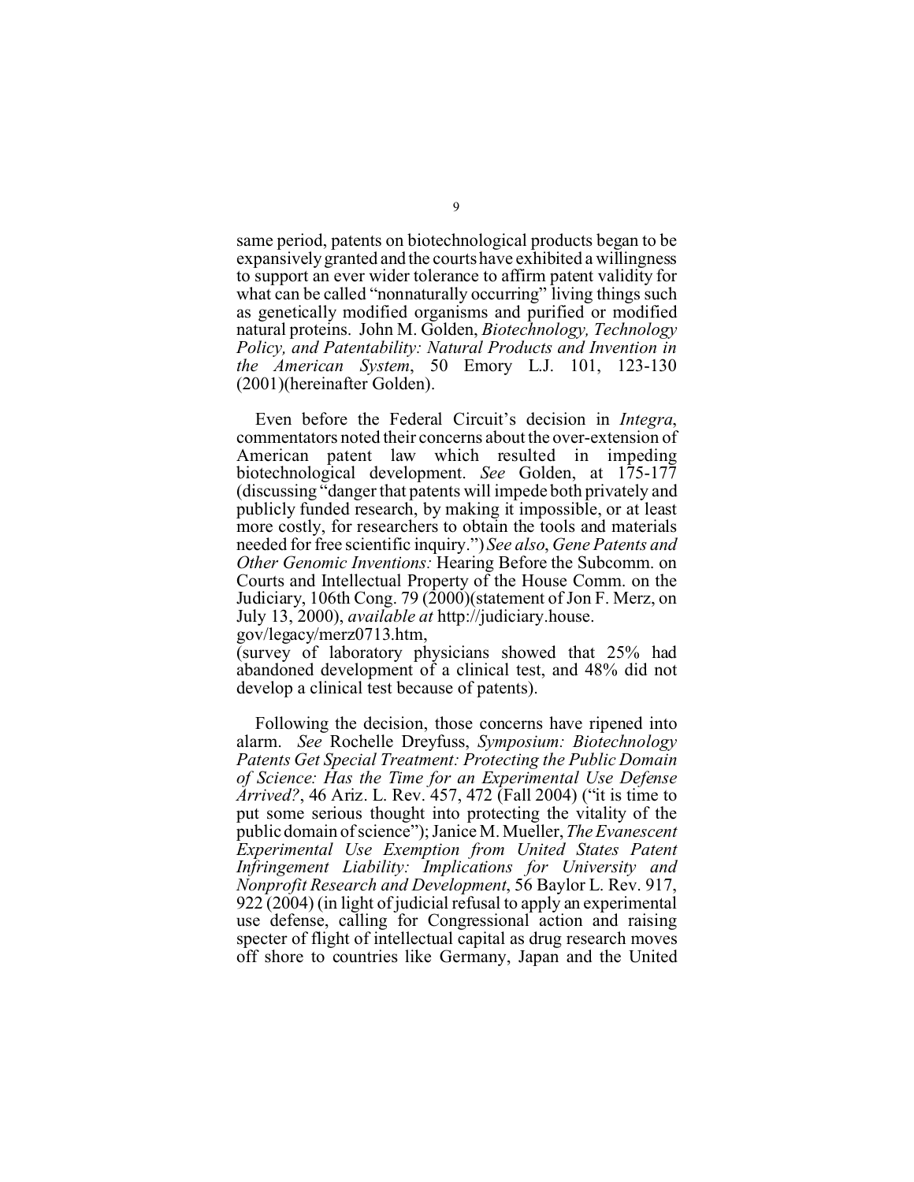same period, patents on biotechnological products began to be expansively granted and the courts have exhibited a willingness to support an ever wider tolerance to affirm patent validity for what can be called "nonnaturally occurring" living things such as genetically modified organisms and purified or modified natural proteins. John M. Golden, *Biotechnology, Technology Policy, and Patentability: Natural Products and Invention in the American System*, 50 Emory L.J. 101, 123-130 (2001)(hereinafter Golden).

Even before the Federal Circuit's decision in *Integra*, commentators noted their concerns about the over-extension of American patent law which resulted in impeding biotechnological development. *See* Golden, at 175-177 (discussing "danger that patents will impede both privately and publicly funded research, by making it impossible, or at least more costly, for researchers to obtain the tools and materials needed for free scientific inquiry.") *See also*, *Gene Patents and Other Genomic Inventions:* Hearing Before the Subcomm. on Courts and Intellectual Property of the House Comm. on the Judiciary, 106th Cong. 79 (2000)(statement of Jon F. Merz, on July 13, 2000), *available at* http://judiciary.house.gov/legacy/merz0713.htm,
(survey of laboratory physicians showed that 25% had abandoned development of a clinical test, and 48% did not develop a clinical test because of patents).

Following the decision, those concerns have ripened into alarm. *See* Rochelle Dreyfuss, *Symposium: Biotechnology Patents Get Special Treatment: Protecting the Public Domain of Science: Has the Time for an Experimental Use Defense Arrived?*, 46 Ariz. L. Rev. 457, 472 (Fall 2004) ("it is time to put some serious thought into protecting the vitality of the public domain of science"); Janice M. Mueller, *The Evanescent Experimental Use Exemption from United States Patent Infringement Liability: Implications for University and Nonprofit Research and Development*, 56 Baylor L. Rev. 917, 922 (2004) (in light of judicial refusal to apply an experimental use defense, calling for Congressional action and raising specter of flight of intellectual capital as drug research moves off shore to countries like Germany, Japan and the United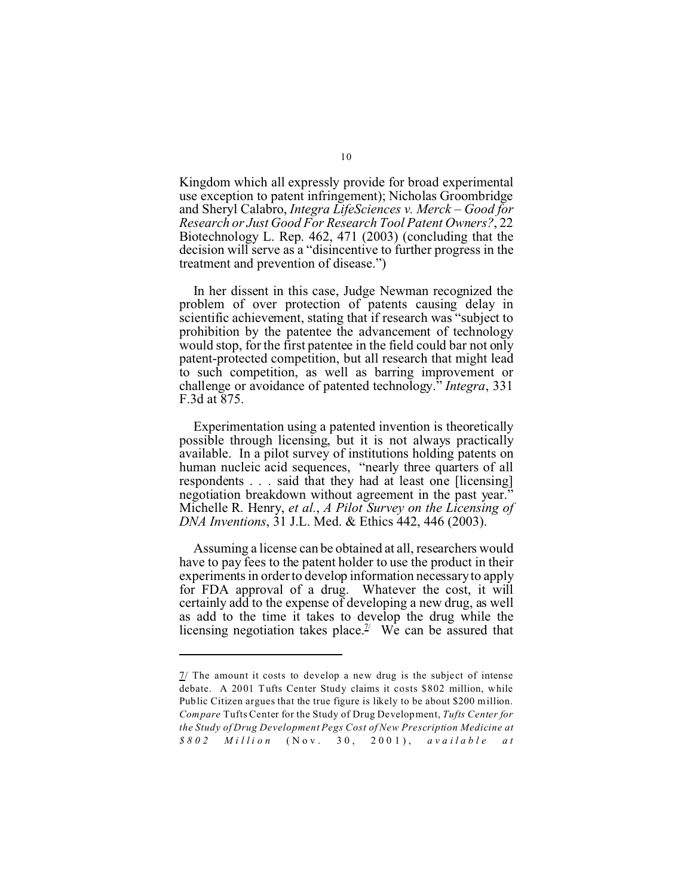Kingdom which all expressly provide for broad experimental use exception to patent infringement); Nicholas Groombridge and Sheryl Calabro, *Integra LifeSciences v. Merck – Good for Research or Just Good For Research Tool Patent Owners?*, 22 Biotechnology L. Rep. 462, 471 (2003) (concluding that the decision will serve as a "disincentive to further progress in the treatment and prevention of disease.")

In her dissent in this case, Judge Newman recognized the problem of over protection of patents causing delay in scientific achievement, stating that if research was "subject to prohibition by the patentee the advancement of technology would stop, for the first patentee in the field could bar not only patent-protected competition, but all research that might lead to such competition, as well as barring improvement or challenge or avoidance of patented technology." *Integra*, 331 F.3d at 875.

Experimentation using a patented invention is theoretically possible through licensing, but it is not always practically available. In a pilot survey of institutions holding patents on human nucleic acid sequences, "nearly three quarters of all respondents . . . said that they had at least one [licensing] negotiation breakdown without agreement in the past year." Michelle R. Henry, *et al.*, *A Pilot Survey on the Licensing of DNA Inventions*, 31 J.L. Med. & Ethics 442, 446 (2003).

Assuming a license can be obtained at all, researchers would have to pay fees to the patent holder to use the product in their experiments in order to develop information necessary to apply for FDA approval of a drug. Whatever the cost, it will certainly add to the expense of developing a new drug, as well as add to the time it takes to develop the drug while the licensing negotiation takes place.[7] We can be assured that

---

[7] The amount it costs to develop a new drug is the subject of intense debate. A 2001 Tufts Center Study claims it costs $802 million, while Public Citizen argues that the true figure is likely to be about $200 million. *Compare* Tufts Center for the Study of Drug Development, *Tufts Center for the Study of Drug Development Pegs Cost of New Prescription Medicine at $802 Million* (Nov. 30, 2001), *available at*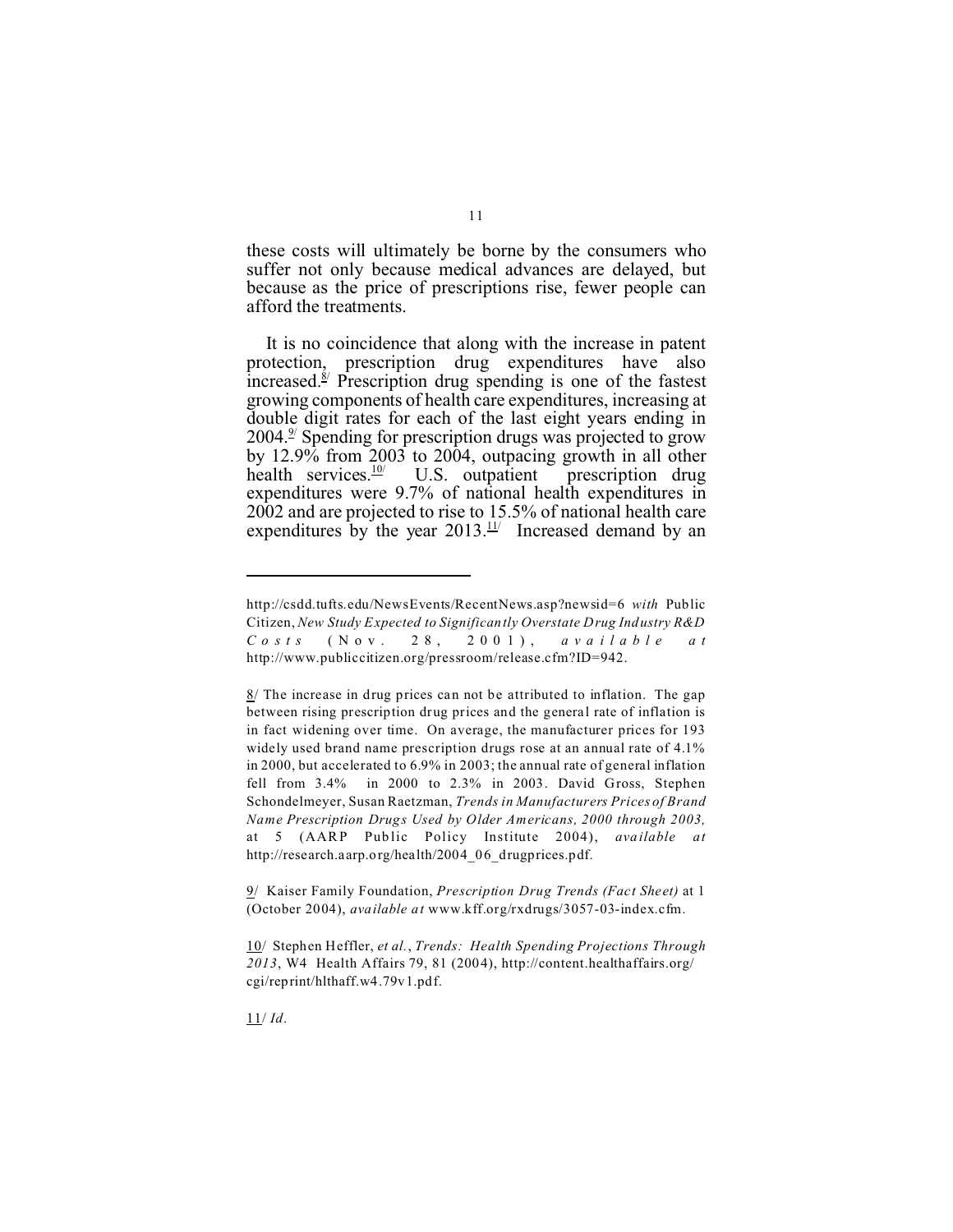these costs will ultimately be borne by the consumers who suffer not only because medical advances are delayed, but because as the price of prescriptions rise, fewer people can afford the treatments.

It is no coincidence that along with the increase in patent protection, prescription drug expenditures have also increased.[8/] Prescription drug spending is one of the fastest growing components of health care expenditures, increasing at double digit rates for each of the last eight years ending in 2004.[9/] Spending for prescription drugs was projected to grow by 12.9% from 2003 to 2004, outpacing growth in all other health services.[10/] U.S. outpatient prescription drug expenditures were 9.7% of national health expenditures in 2002 and are projected to rise to 15.5% of national health care expenditures by the year 2013.[11/] Increased demand by an

---

http://csdd.tufts.edu/NewsEvents/RecentNews.asp?newsid=6 *with* Public Citizen, *New Study Expected to Significantly Overstate Drug Industry R&D Costs* (Nov. 28, 2001), *available at* http://www.publiccitizen.org/pressroom/release.cfm?ID=942.

8/ The increase in drug prices can not be attributed to inflation. The gap between rising prescription drug prices and the general rate of inflation is in fact widening over time. On average, the manufacturer prices for 193 widely used brand name prescription drugs rose at an annual rate of 4.1% in 2000, but accelerated to 6.9% in 2003; the annual rate of general inflation fell from 3.4% in 2000 to 2.3% in 2003. David Gross, Stephen Schondelmeyer, Susan Raetzman, *Trends in Manufacturers Prices of Brand Name Prescription Drugs Used by Older Americans, 2000 through 2003,* at 5 (AARP Public Policy Institute 2004), *available at* http://research.aarp.org/health/2004_06_drugprices.pdf.

9/ Kaiser Family Foundation, *Prescription Drug Trends (Fact Sheet)* at 1 (October 2004), *available at* www.kff.org/rxdrugs/3057-03-index.cfm.

10/ Stephen Heffler, *et al.*, *Trends: Health Spending Projections Through 2013*, W4 Health Affairs 79, 81 (2004), http://content.healthaffairs.org/cgi/reprint/hlthaff.w4.79v1.pdf.

11/ *Id.*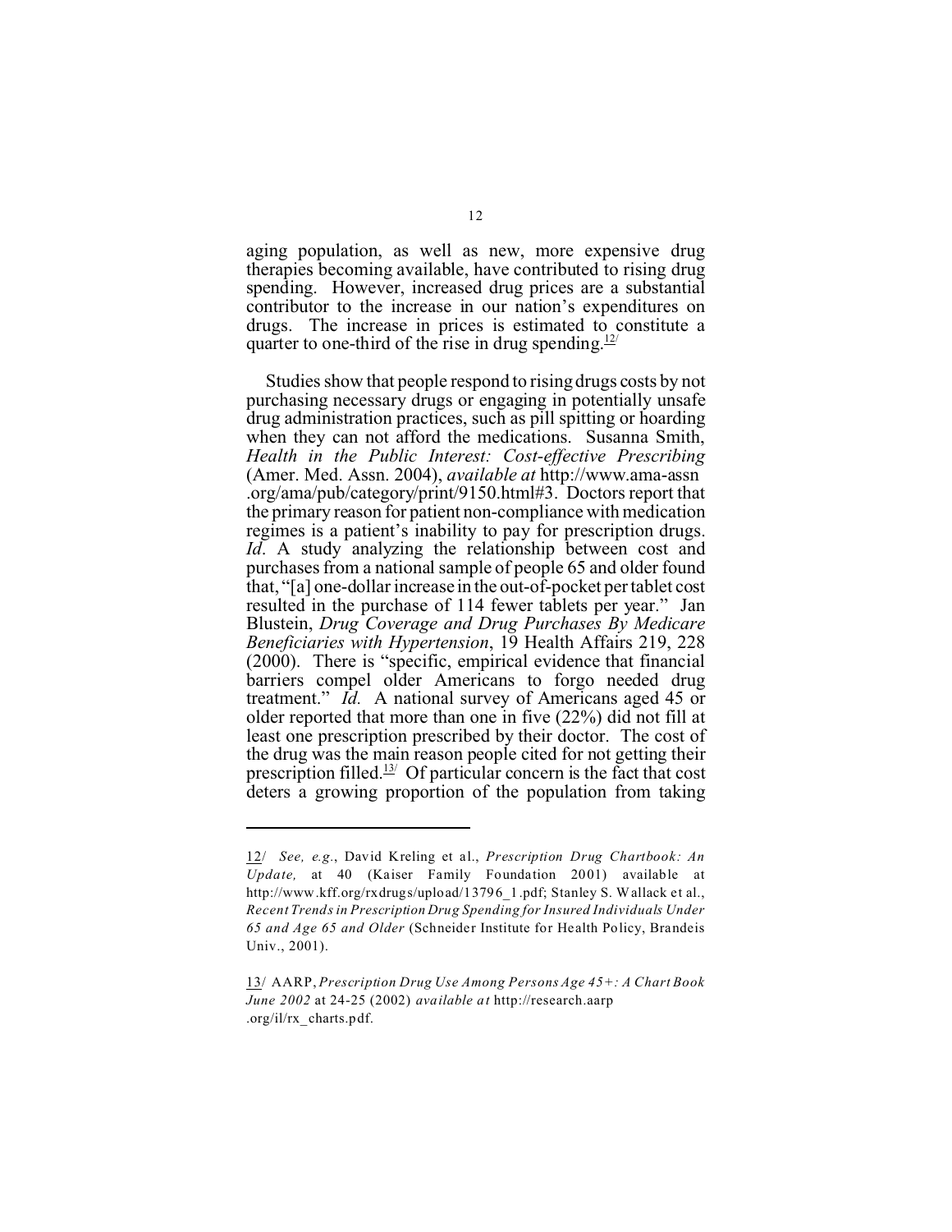aging population, as well as new, more expensive drug therapies becoming available, have contributed to rising drug spending. However, increased drug prices are a substantial contributor to the increase in our nation's expenditures on drugs. The increase in prices is estimated to constitute a quarter to one-third of the rise in drug spending.[12/]

Studies show that people respond to rising drugs costs by not purchasing necessary drugs or engaging in potentially unsafe drug administration practices, such as pill spitting or hoarding when they can not afford the medications. Susanna Smith, *Health in the Public Interest: Cost-effective Prescribing* (Amer. Med. Assn. 2004), *available at* http://www.ama-assn .org/ama/pub/category/print/9150.html#3. Doctors report that the primary reason for patient non-compliance with medication regimes is a patient's inability to pay for prescription drugs. *Id*. A study analyzing the relationship between cost and purchases from a national sample of people 65 and older found that, "[a] one-dollar increase in the out-of-pocket per tablet cost resulted in the purchase of 114 fewer tablets per year." Jan Blustein, *Drug Coverage and Drug Purchases By Medicare Beneficiaries with Hypertension*, 19 Health Affairs 219, 228 (2000). There is "specific, empirical evidence that financial barriers compel older Americans to forgo needed drug treatment." *Id.* A national survey of Americans aged 45 or older reported that more than one in five (22%) did not fill at least one prescription prescribed by their doctor. The cost of the drug was the main reason people cited for not getting their prescription filled.[13/] Of particular concern is the fact that cost deters a growing proportion of the population from taking

---

12/ *See, e.g.*, David Kreling et al., *Prescription Drug Chartbook: An Update,* at 40 (Kaiser Family Foundation 2001) available at http://www.kff.org/rxdrugs/upload/13796_1.pdf; Stanley S. Wallack et al., *Recent Trends in Prescription Drug Spending for Insured Individuals Under 65 and Age 65 and Older* (Schneider Institute for Health Policy, Brandeis Univ., 2001).

13/ AARP, *Prescription Drug Use Among Persons Age 45+: A Chart Book June 2002* at 24-25 (2002) *available at* http://research.aarp .org/il/rx_charts.pdf.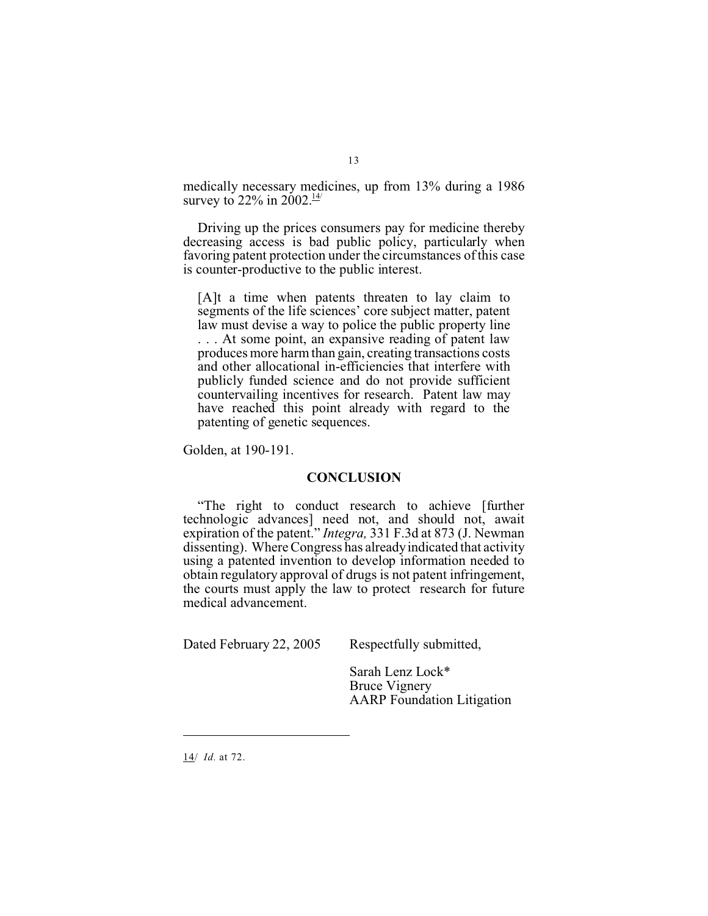medically necessary medicines, up from 13% during a 1986 survey to 22% in 2002.[14]

Driving up the prices consumers pay for medicine thereby decreasing access is bad public policy, particularly when favoring patent protection under the circumstances of this case is counter-productive to the public interest.

> [A]t a time when patents threaten to lay claim to segments of the life sciences' core subject matter, patent law must devise a way to police the public property line . . . At some point, an expansive reading of patent law produces more harm than gain, creating transactions costs and other allocational in-efficiencies that interfere with publicly funded science and do not provide sufficient countervailing incentives for research. Patent law may have reached this point already with regard to the patenting of genetic sequences.

Golden, at 190-191.

## CONCLUSION

"The right to conduct research to achieve [further technologic advances] need not, and should not, await expiration of the patent." *Integra,* 331 F.3d at 873 (J. Newman dissenting). Where Congress has already indicated that activity using a patented invention to develop information needed to obtain regulatory approval of drugs is not patent infringement, the courts must apply the law to protect research for future medical advancement.

Dated February 22, 2005

Respectfully submitted,

Sarah Lenz Lock*
Bruce Vignery
AARP Foundation Litigation

---

14/ *Id.* at 72.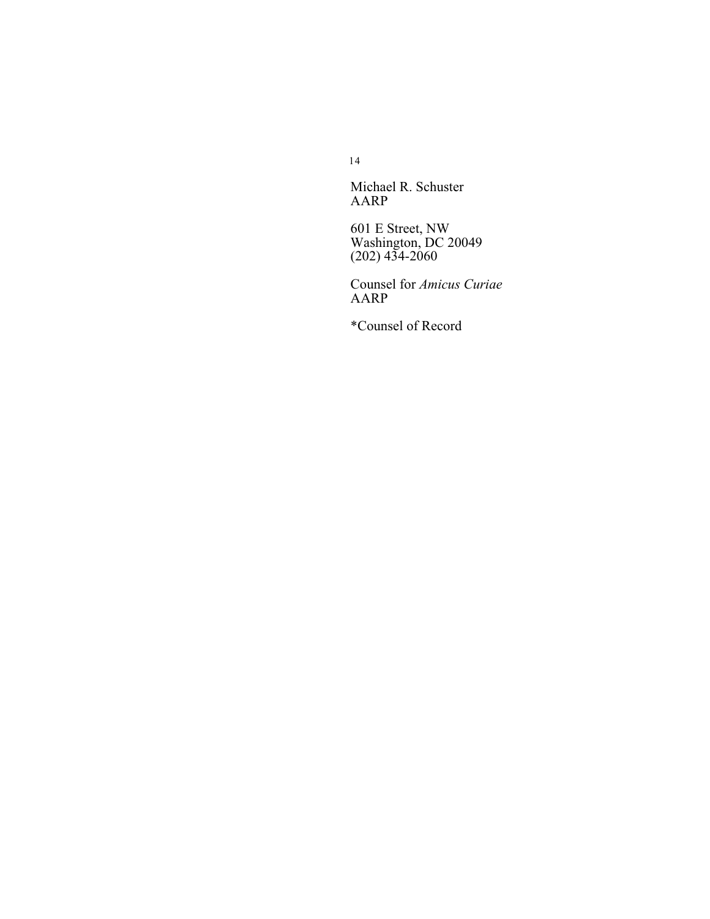Michael R. Schuster
AARP

601 E Street, NW
Washington, DC 20049
(202) 434-2060

Counsel for *Amicus Curiae*
AARP

*Counsel of Record